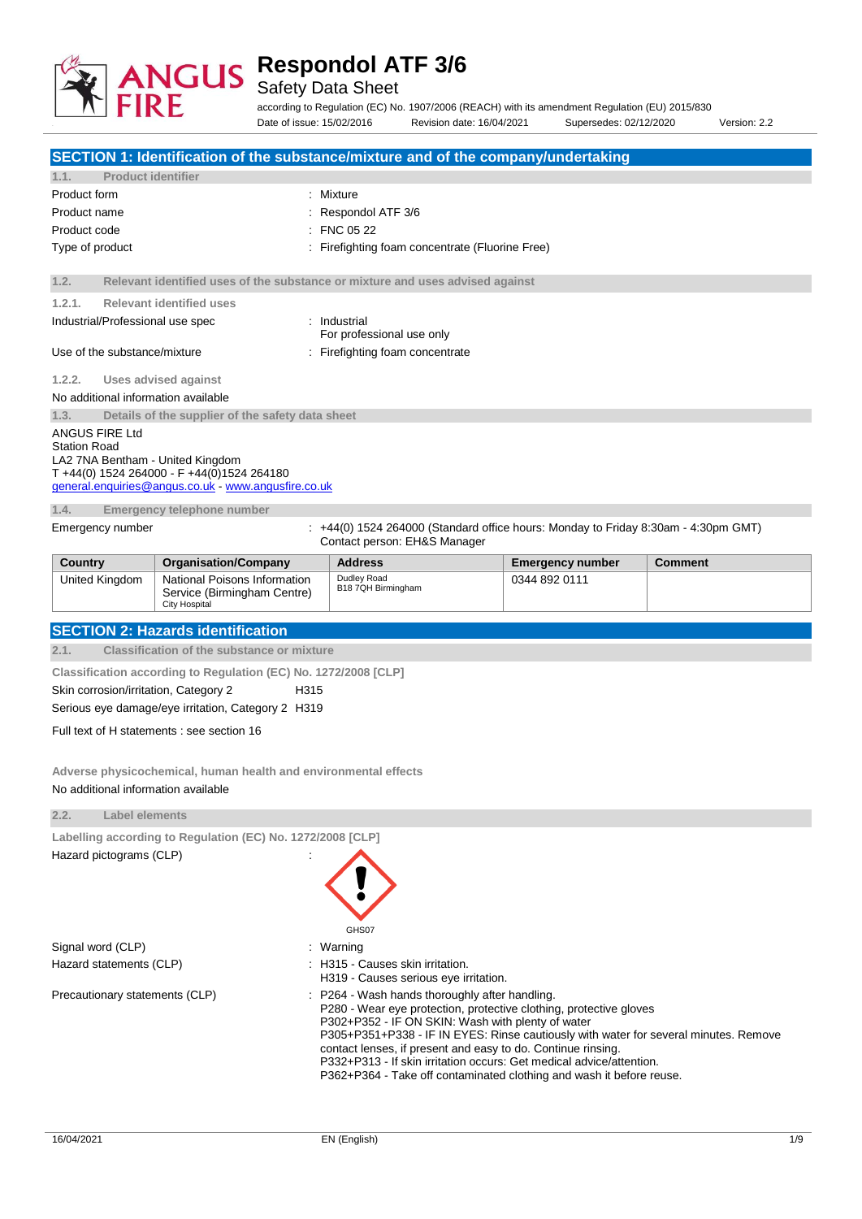# Respondol ATF 3/6

Safety Data Sheet

according to Regulation (EC) No. 1907/2006 (REACH) with its amendment Regulation (EU) 2015/830

Date of issue: 15/02/2016 Revision date: 16/04/2021 Supersedes: 02/12/2020 Version: 2.2

## SECTION 1: Identification of the substance/mixture and of the company/undertaking

### 1.1. Product identifier

Product form : Mixture

Product name : Respondol ATF 3/6

Product code : FNC 05 22

Type of product : Firefighting foam concentrate (Fluorine Free)

### 1.2. Relevant identified uses of the substance or mixture and uses advised against

#### 1.2.1. Relevant identified uses

Industrial/Professional use spec : Industrial
For professional use only

Use of the substance/mixture : Firefighting foam concentrate

#### 1.2.2. Uses advised against

No additional information available

### 1.3. Details of the supplier of the safety data sheet

ANGUS FIRE Ltd
Station Road
LA2 7NA Bentham - United Kingdom
T +44(0) 1524 264000 - F +44(0)1524 264180
general.enquiries@angus.co.uk - www.angusfire.co.uk

### 1.4. Emergency telephone number

Emergency number : +44(0) 1524 264000 (Standard office hours: Monday to Friday 8:30am - 4:30pm GMT)
Contact person: EH&S Manager

| Country | Organisation/Company | Address | Emergency number | Comment |
|---|---|---|---|---|
| United Kingdom | National Poisons Information Service (Birmingham Centre) City Hospital | Dudley Road B18 7QH Birmingham | 0344 892 0111 | |

## SECTION 2: Hazards identification

### 2.1. Classification of the substance or mixture

**Classification according to Regulation (EC) No. 1272/2008 [CLP]**

Skin corrosion/irritation, Category 2 H315

Serious eye damage/eye irritation, Category 2 H319

Full text of H statements : see section 16

**Adverse physicochemical, human health and environmental effects**

No additional information available

### 2.2. Label elements

**Labelling according to Regulation (EC) No. 1272/2008 [CLP]**

Hazard pictograms (CLP) :

GHS07

Signal word (CLP) : Warning

Hazard statements (CLP) : H315 - Causes skin irritation.
H319 - Causes serious eye irritation.

Precautionary statements (CLP) : P264 - Wash hands thoroughly after handling.
P280 - Wear eye protection, protective clothing, protective gloves
P302+P352 - IF ON SKIN: Wash with plenty of water
P305+P351+P338 - IF IN EYES: Rinse cautiously with water for several minutes. Remove contact lenses, if present and easy to do. Continue rinsing.
P332+P313 - If skin irritation occurs: Get medical advice/attention.
P362+P364 - Take off contaminated clothing and wash it before reuse.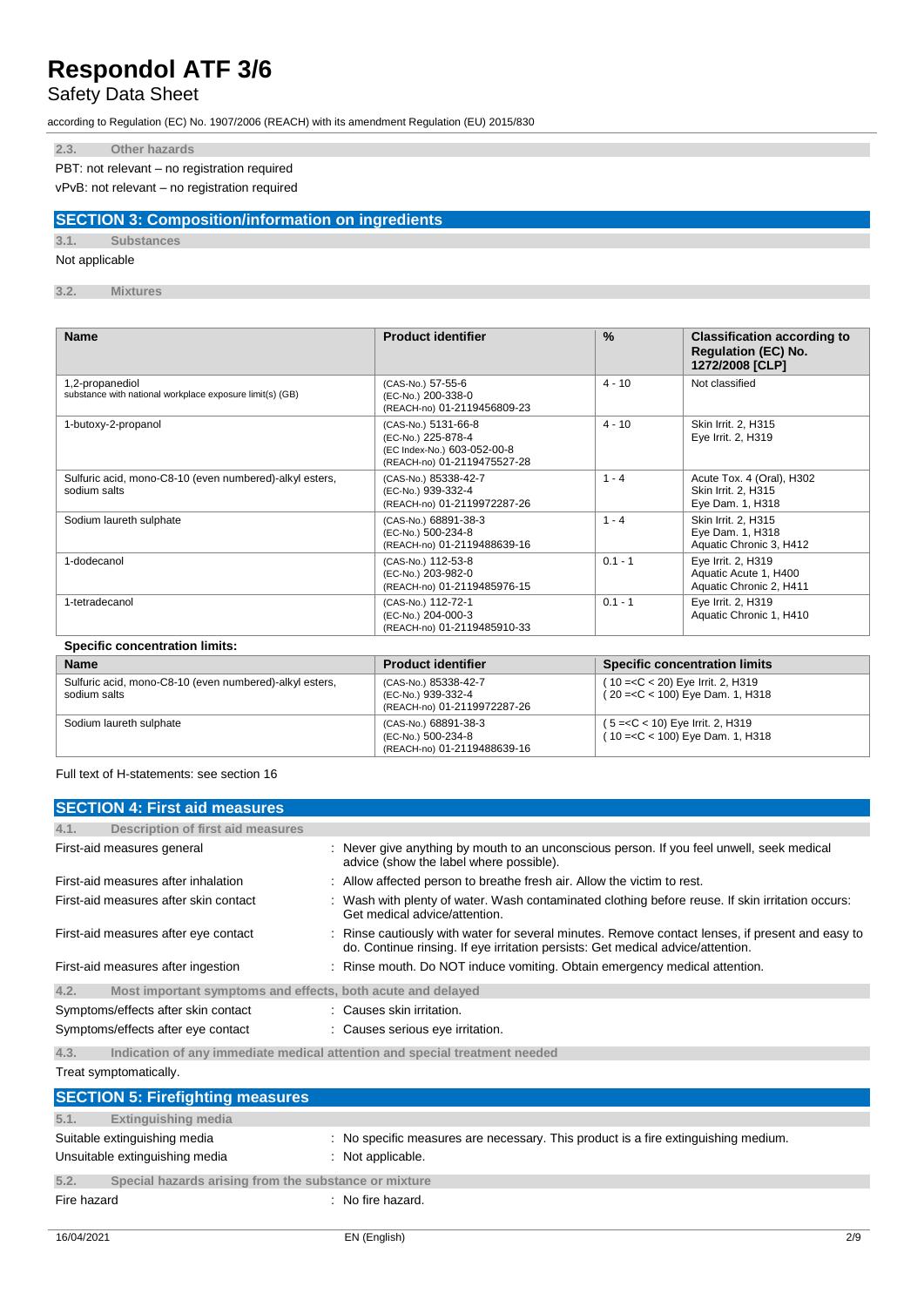### 2.3. Other hazards

PBT: not relevant – no registration required

vPvB: not relevant – no registration required

## SECTION 3: Composition/information on ingredients

### 3.1. Substances

Not applicable

### 3.2. Mixtures

| Name | Product identifier | % | Classification according to Regulation (EC) No. 1272/2008 [CLP] |
|---|---|---|---|
| 1,2-propanediol<br>substance with national workplace exposure limit(s) (GB) | (CAS-No.) 57-55-6<br>(EC-No.) 200-338-0<br>(REACH-no) 01-2119456809-23 | 4 - 10 | Not classified |
| 1-butoxy-2-propanol | (CAS-No.) 5131-66-8<br>(EC-No.) 225-878-4<br>(EC Index-No.) 603-052-00-8<br>(REACH-no) 01-2119475527-28 | 4 - 10 | Skin Irrit. 2, H315<br>Eye Irrit. 2, H319 |
| Sulfuric acid, mono-C8-10 (even numbered)-alkyl esters, sodium salts | (CAS-No.) 85338-42-7<br>(EC-No.) 939-332-4<br>(REACH-no) 01-2119972287-26 | 1 - 4 | Acute Tox. 4 (Oral), H302<br>Skin Irrit. 2, H315<br>Eye Dam. 1, H318 |
| Sodium laureth sulphate | (CAS-No.) 68891-38-3<br>(EC-No.) 500-234-8<br>(REACH-no) 01-2119488639-16 | 1 - 4 | Skin Irrit. 2, H315<br>Eye Dam. 1, H318<br>Aquatic Chronic 3, H412 |
| 1-dodecanol | (CAS-No.) 112-53-8<br>(EC-No.) 203-982-0<br>(REACH-no) 01-2119485976-15 | 0.1 - 1 | Eye Irrit. 2, H319<br>Aquatic Acute 1, H400<br>Aquatic Chronic 2, H411 |
| 1-tetradecanol | (CAS-No.) 112-72-1<br>(EC-No.) 204-000-3<br>(REACH-no) 01-2119485910-33 | 0.1 - 1 | Eye Irrit. 2, H319<br>Aquatic Chronic 1, H410 |

**Specific concentration limits:**

| Name | Product identifier | Specific concentration limits |
|---|---|---|
| Sulfuric acid, mono-C8-10 (even numbered)-alkyl esters, sodium salts | (CAS-No.) 85338-42-7<br>(EC-No.) 939-332-4<br>(REACH-no) 01-2119972287-26 | ( 10 =<C < 20) Eye Irrit. 2, H319<br>( 20 =<C < 100) Eye Dam. 1, H318 |
| Sodium laureth sulphate | (CAS-No.) 68891-38-3<br>(EC-No.) 500-234-8<br>(REACH-no) 01-2119488639-16 | ( 5 =<C < 10) Eye Irrit. 2, H319<br>( 10 =<C < 100) Eye Dam. 1, H318 |

Full text of H-statements: see section 16

## SECTION 4: First aid measures

### 4.1. Description of first aid measures

First-aid measures general : Never give anything by mouth to an unconscious person. If you feel unwell, seek medical advice (show the label where possible).

First-aid measures after inhalation : Allow affected person to breathe fresh air. Allow the victim to rest.

First-aid measures after skin contact : Wash with plenty of water. Wash contaminated clothing before reuse. If skin irritation occurs: Get medical advice/attention.

First-aid measures after eye contact : Rinse cautiously with water for several minutes. Remove contact lenses, if present and easy to do. Continue rinsing. If eye irritation persists: Get medical advice/attention.

First-aid measures after ingestion : Rinse mouth. Do NOT induce vomiting. Obtain emergency medical attention.

### 4.2. Most important symptoms and effects, both acute and delayed

Symptoms/effects after skin contact : Causes skin irritation.

Symptoms/effects after eye contact : Causes serious eye irritation.

### 4.3. Indication of any immediate medical attention and special treatment needed

Treat symptomatically.

## SECTION 5: Firefighting measures

### 5.1. Extinguishing media

Suitable extinguishing media : No specific measures are necessary. This product is a fire extinguishing medium.

Unsuitable extinguishing media : Not applicable.

### 5.2. Special hazards arising from the substance or mixture

Fire hazard : No fire hazard.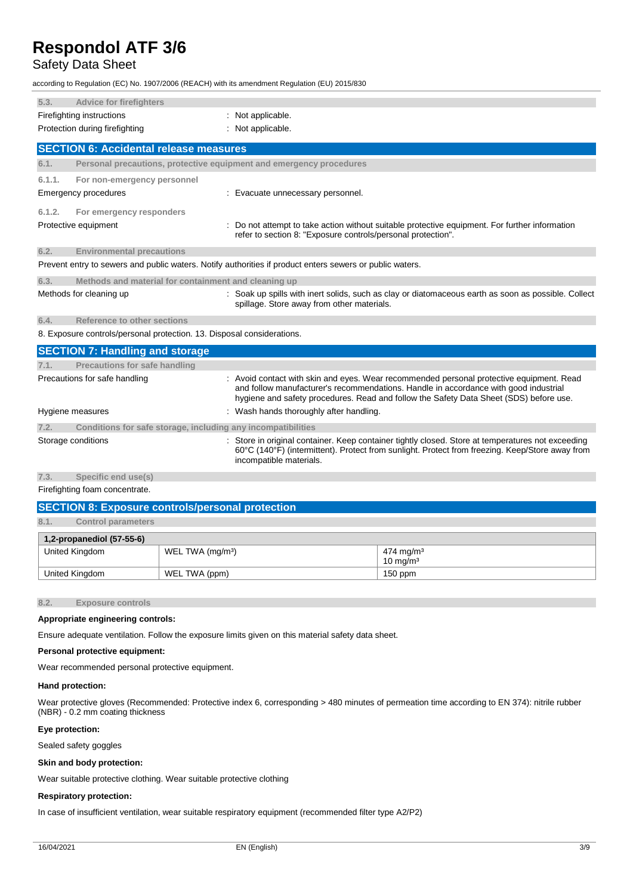### 5.3. Advice for firefighters

Firefighting instructions : Not applicable.

Protection during firefighting : Not applicable.

## SECTION 6: Accidental release measures

### 6.1. Personal precautions, protective equipment and emergency procedures

#### 6.1.1. For non-emergency personnel

Emergency procedures : Evacuate unnecessary personnel.

#### 6.1.2. For emergency responders

Protective equipment : Do not attempt to take action without suitable protective equipment. For further information refer to section 8: "Exposure controls/personal protection".

### 6.2. Environmental precautions

Prevent entry to sewers and public waters. Notify authorities if product enters sewers or public waters.

### 6.3. Methods and material for containment and cleaning up

Methods for cleaning up : Soak up spills with inert solids, such as clay or diatomaceous earth as soon as possible. Collect spillage. Store away from other materials.

### 6.4. Reference to other sections

8. Exposure controls/personal protection. 13. Disposal considerations.

## SECTION 7: Handling and storage

### 7.1. Precautions for safe handling

Precautions for safe handling : Avoid contact with skin and eyes. Wear recommended personal protective equipment. Read and follow manufacturer's recommendations. Handle in accordance with good industrial hygiene and safety procedures. Read and follow the Safety Data Sheet (SDS) before use.

Hygiene measures : Wash hands thoroughly after handling.

### 7.2. Conditions for safe storage, including any incompatibilities

Storage conditions : Store in original container. Keep container tightly closed. Store at temperatures not exceeding 60°C (140°F) (intermittent). Protect from sunlight. Protect from freezing. Keep/Store away from incompatible materials.

### 7.3. Specific end use(s)

Firefighting foam concentrate.

## SECTION 8: Exposure controls/personal protection

### 8.1. Control parameters

| 1,2-propanediol (57-55-6) | | |
|---|---|---|
| United Kingdom | WEL TWA (mg/m³) | 474 mg/m³<br>10 mg/m³ |
| United Kingdom | WEL TWA (ppm) | 150 ppm |

### 8.2. Exposure controls

**Appropriate engineering controls:**

Ensure adequate ventilation. Follow the exposure limits given on this material safety data sheet.

**Personal protective equipment:**

Wear recommended personal protective equipment.

**Hand protection:**

Wear protective gloves (Recommended: Protective index 6, corresponding > 480 minutes of permeation time according to EN 374): nitrile rubber (NBR) - 0.2 mm coating thickness

**Eye protection:**

Sealed safety goggles

**Skin and body protection:**

Wear suitable protective clothing. Wear suitable protective clothing

**Respiratory protection:**

In case of insufficient ventilation, wear suitable respiratory equipment (recommended filter type A2/P2)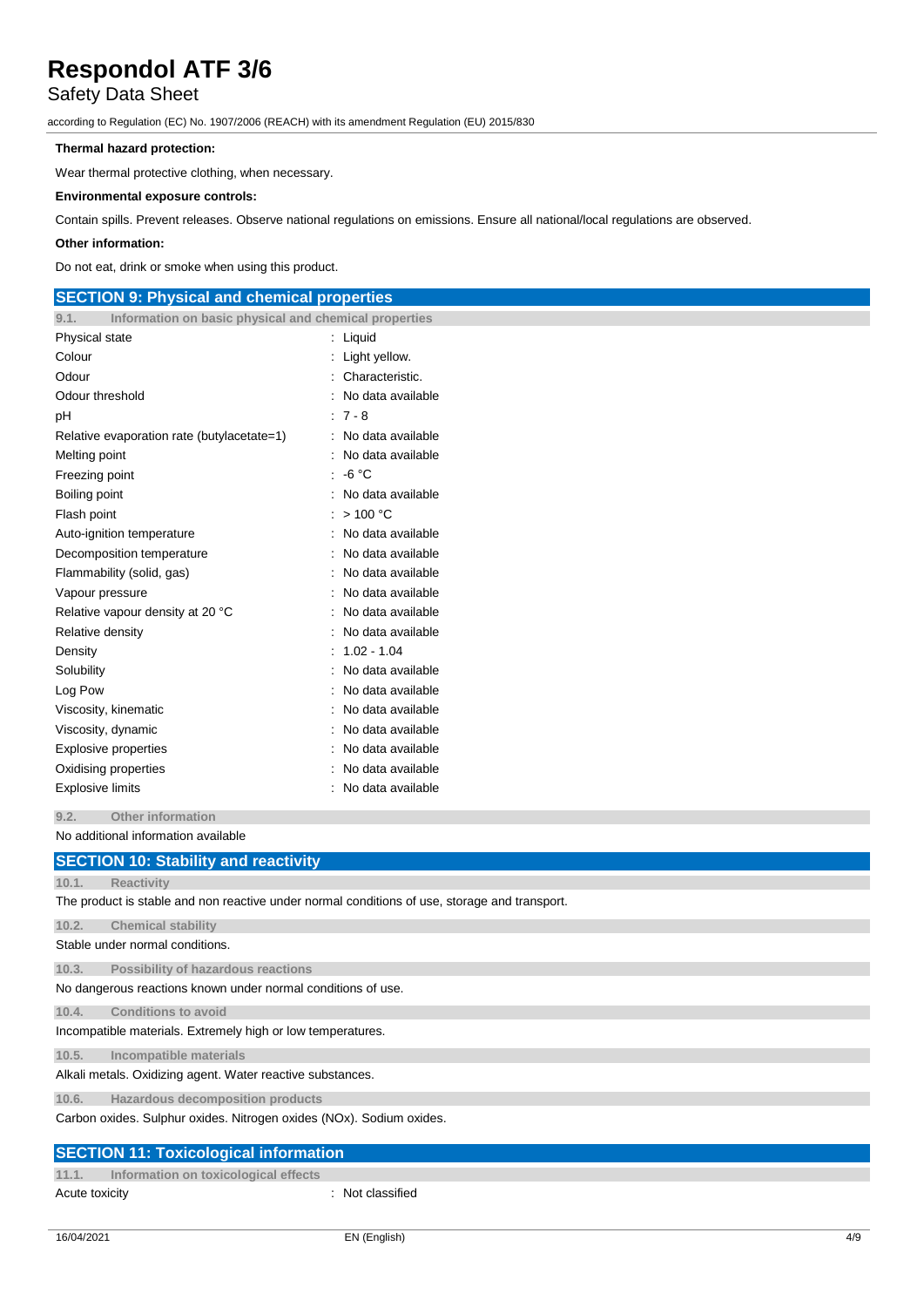**Thermal hazard protection:**

Wear thermal protective clothing, when necessary.

**Environmental exposure controls:**

Contain spills. Prevent releases. Observe national regulations on emissions. Ensure all national/local regulations are observed.

**Other information:**

Do not eat, drink or smoke when using this product.

## SECTION 9: Physical and chemical properties

### 9.1. Information on basic physical and chemical properties

| Property | Value |
|---|---|
| Physical state | : Liquid |
| Colour | : Light yellow. |
| Odour | : Characteristic. |
| Odour threshold | : No data available |
| pH | : 7 - 8 |
| Relative evaporation rate (butylacetate=1) | : No data available |
| Melting point | : No data available |
| Freezing point | : -6 °C |
| Boiling point | : No data available |
| Flash point | : > 100 °C |
| Auto-ignition temperature | : No data available |
| Decomposition temperature | : No data available |
| Flammability (solid, gas) | : No data available |
| Vapour pressure | : No data available |
| Relative vapour density at 20 °C | : No data available |
| Relative density | : No data available |
| Density | : 1.02 - 1.04 |
| Solubility | : No data available |
| Log Pow | : No data available |
| Viscosity, kinematic | : No data available |
| Viscosity, dynamic | : No data available |
| Explosive properties | : No data available |
| Oxidising properties | : No data available |
| Explosive limits | : No data available |

### 9.2. Other information

No additional information available

## SECTION 10: Stability and reactivity

### 10.1. Reactivity

The product is stable and non reactive under normal conditions of use, storage and transport.

### 10.2. Chemical stability

Stable under normal conditions.

### 10.3. Possibility of hazardous reactions

No dangerous reactions known under normal conditions of use.

### 10.4. Conditions to avoid

Incompatible materials. Extremely high or low temperatures.

### 10.5. Incompatible materials

Alkali metals. Oxidizing agent. Water reactive substances.

### 10.6. Hazardous decomposition products

Carbon oxides. Sulphur oxides. Nitrogen oxides (NOx). Sodium oxides.

## SECTION 11: Toxicological information

### 11.1. Information on toxicological effects

Acute toxicity : Not classified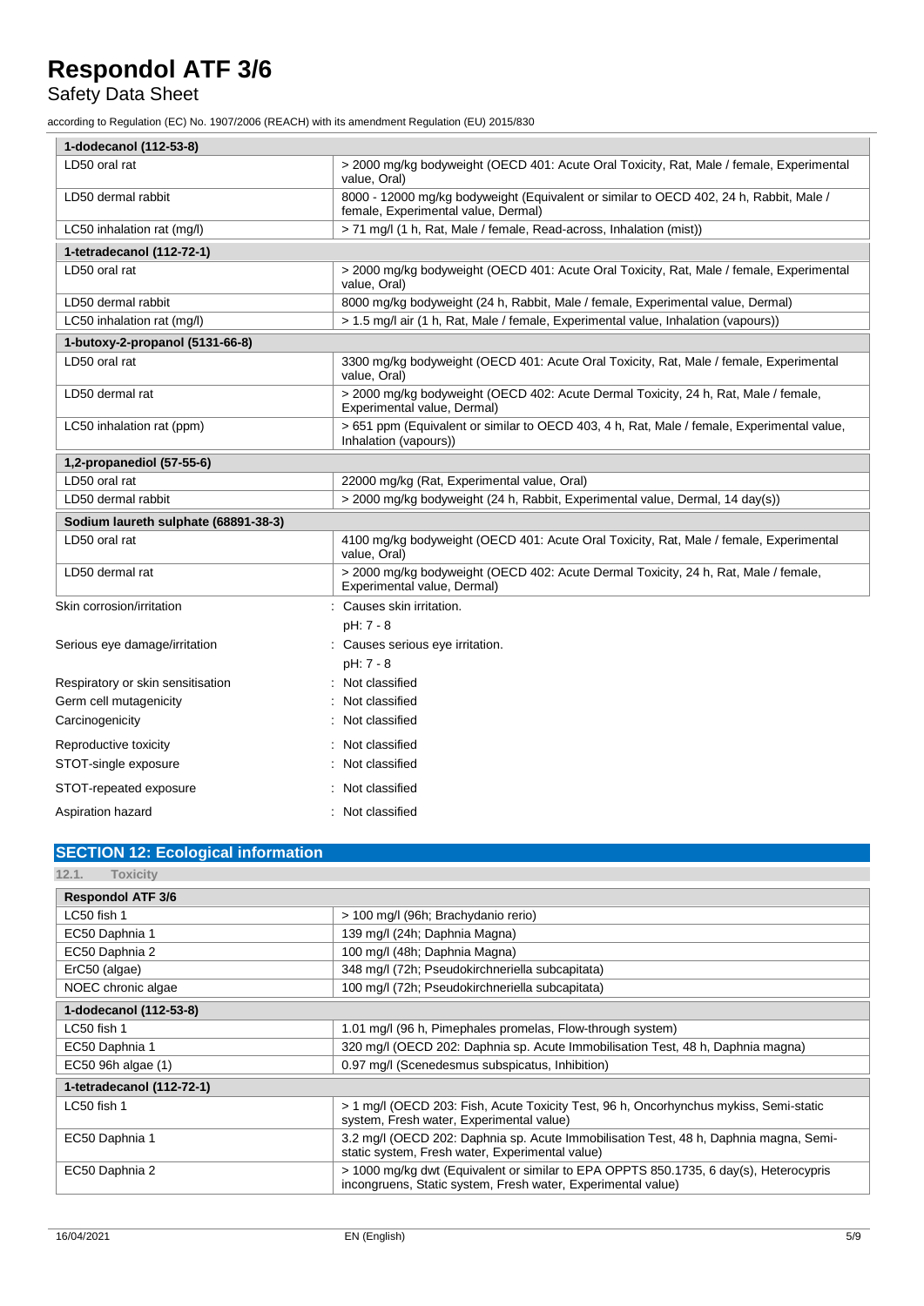| 1-dodecanol (112-53-8) | |
|---|---|
| LD50 oral rat | > 2000 mg/kg bodyweight (OECD 401: Acute Oral Toxicity, Rat, Male / female, Experimental value, Oral) |
| LD50 dermal rabbit | 8000 - 12000 mg/kg bodyweight (Equivalent or similar to OECD 402, 24 h, Rabbit, Male / female, Experimental value, Dermal) |
| LC50 inhalation rat (mg/l) | > 71 mg/l (1 h, Rat, Male / female, Read-across, Inhalation (mist)) |
| **1-tetradecanol (112-72-1)** | |
| LD50 oral rat | > 2000 mg/kg bodyweight (OECD 401: Acute Oral Toxicity, Rat, Male / female, Experimental value, Oral) |
| LD50 dermal rabbit | 8000 mg/kg bodyweight (24 h, Rabbit, Male / female, Experimental value, Dermal) |
| LC50 inhalation rat (mg/l) | > 1.5 mg/l air (1 h, Rat, Male / female, Experimental value, Inhalation (vapours)) |
| **1-butoxy-2-propanol (5131-66-8)** | |
| LD50 oral rat | 3300 mg/kg bodyweight (OECD 401: Acute Oral Toxicity, Rat, Male / female, Experimental value, Oral) |
| LD50 dermal rat | > 2000 mg/kg bodyweight (OECD 402: Acute Dermal Toxicity, 24 h, Rat, Male / female, Experimental value, Dermal) |
| LC50 inhalation rat (ppm) | > 651 ppm (Equivalent or similar to OECD 403, 4 h, Rat, Male / female, Experimental value, Inhalation (vapours)) |
| **1,2-propanediol (57-55-6)** | |
| LD50 oral rat | 22000 mg/kg (Rat, Experimental value, Oral) |
| LD50 dermal rabbit | > 2000 mg/kg bodyweight (24 h, Rabbit, Experimental value, Dermal, 14 day(s)) |
| **Sodium laureth sulphate (68891-38-3)** | |
| LD50 oral rat | 4100 mg/kg bodyweight (OECD 401: Acute Oral Toxicity, Rat, Male / female, Experimental value, Oral) |
| LD50 dermal rat | > 2000 mg/kg bodyweight (OECD 402: Acute Dermal Toxicity, 24 h, Rat, Male / female, Experimental value, Dermal) |

Skin corrosion/irritation : Causes skin irritation.
pH: 7 - 8

Serious eye damage/irritation : Causes serious eye irritation.
pH: 7 - 8

Respiratory or skin sensitisation : Not classified

Germ cell mutagenicity : Not classified

Carcinogenicity : Not classified

Reproductive toxicity : Not classified

STOT-single exposure : Not classified

STOT-repeated exposure : Not classified

Aspiration hazard : Not classified

## SECTION 12: Ecological information

### 12.1. Toxicity

| Respondol ATF 3/6 | |
|---|---|
| LC50 fish 1 | > 100 mg/l (96h; Brachydanio rerio) |
| EC50 Daphnia 1 | 139 mg/l (24h; Daphnia Magna) |
| EC50 Daphnia 2 | 100 mg/l (48h; Daphnia Magna) |
| ErC50 (algae) | 348 mg/l (72h; Pseudokirchneriella subcapitata) |
| NOEC chronic algae | 100 mg/l (72h; Pseudokirchneriella subcapitata) |
| **1-dodecanol (112-53-8)** | |
| LC50 fish 1 | 1.01 mg/l (96 h, Pimephales promelas, Flow-through system) |
| EC50 Daphnia 1 | 320 mg/l (OECD 202: Daphnia sp. Acute Immobilisation Test, 48 h, Daphnia magna) |
| EC50 96h algae (1) | 0.97 mg/l (Scenedesmus subspicatus, Inhibition) |
| **1-tetradecanol (112-72-1)** | |
| LC50 fish 1 | > 1 mg/l (OECD 203: Fish, Acute Toxicity Test, 96 h, Oncorhynchus mykiss, Semi-static system, Fresh water, Experimental value) |
| EC50 Daphnia 1 | 3.2 mg/l (OECD 202: Daphnia sp. Acute Immobilisation Test, 48 h, Daphnia magna, Semi-static system, Fresh water, Experimental value) |
| EC50 Daphnia 2 | > 1000 mg/kg dwt (Equivalent or similar to EPA OPPTS 850.1735, 6 day(s), Heterocypris incongruens, Static system, Fresh water, Experimental value) |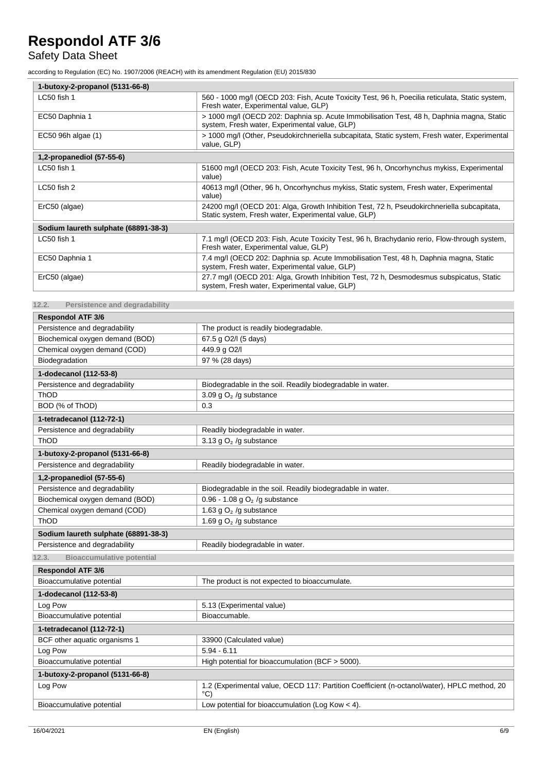| 1-butoxy-2-propanol (5131-66-8) | |
|---|---|
| LC50 fish 1 | 560 - 1000 mg/l (OECD 203: Fish, Acute Toxicity Test, 96 h, Poecilia reticulata, Static system, Fresh water, Experimental value, GLP) |
| EC50 Daphnia 1 | > 1000 mg/l (OECD 202: Daphnia sp. Acute Immobilisation Test, 48 h, Daphnia magna, Static system, Fresh water, Experimental value, GLP) |
| EC50 96h algae (1) | > 1000 mg/l (Other, Pseudokirchneriella subcapitata, Static system, Fresh water, Experimental value, GLP) |
| **1,2-propanediol (57-55-6)** | |
| LC50 fish 1 | 51600 mg/l (OECD 203: Fish, Acute Toxicity Test, 96 h, Oncorhynchus mykiss, Experimental value) |
| LC50 fish 2 | 40613 mg/l (Other, 96 h, Oncorhynchus mykiss, Static system, Fresh water, Experimental value) |
| ErC50 (algae) | 24200 mg/l (OECD 201: Alga, Growth Inhibition Test, 72 h, Pseudokirchneriella subcapitata, Static system, Fresh water, Experimental value, GLP) |
| **Sodium laureth sulphate (68891-38-3)** | |
| LC50 fish 1 | 7.1 mg/l (OECD 203: Fish, Acute Toxicity Test, 96 h, Brachydanio rerio, Flow-through system, Fresh water, Experimental value, GLP) |
| EC50 Daphnia 1 | 7.4 mg/l (OECD 202: Daphnia sp. Acute Immobilisation Test, 48 h, Daphnia magna, Static system, Fresh water, Experimental value, GLP) |
| ErC50 (algae) | 27.7 mg/l (OECD 201: Alga, Growth Inhibition Test, 72 h, Desmodesmus subspicatus, Static system, Fresh water, Experimental value, GLP) |

## 12.2. Persistence and degradability

| Respondol ATF 3/6 | |
|---|---|
| Persistence and degradability | The product is readily biodegradable. |
| Biochemical oxygen demand (BOD) | 67.5 g O2/l (5 days) |
| Chemical oxygen demand (COD) | 449.9 g O2/l |
| Biodegradation | 97 % (28 days) |
| **1-dodecanol (112-53-8)** | |
| Persistence and degradability | Biodegradable in the soil. Readily biodegradable in water. |
| ThOD | 3.09 g $O_2$ /g substance |
| BOD (% of ThOD) | 0.3 |
| **1-tetradecanol (112-72-1)** | |
| Persistence and degradability | Readily biodegradable in water. |
| ThOD | 3.13 g $O_2$ /g substance |
| **1-butoxy-2-propanol (5131-66-8)** | |
| Persistence and degradability | Readily biodegradable in water. |
| **1,2-propanediol (57-55-6)** | |
| Persistence and degradability | Biodegradable in the soil. Readily biodegradable in water. |
| Biochemical oxygen demand (BOD) | 0.96 - 1.08 g $O_2$ /g substance |
| Chemical oxygen demand (COD) | 1.63 g $O_2$ /g substance |
| ThOD | 1.69 g $O_2$ /g substance |
| **Sodium laureth sulphate (68891-38-3)** | |
| Persistence and degradability | Readily biodegradable in water. |

## 12.3. Bioaccumulative potential

| Respondol ATF 3/6 | |
|---|---|
| Bioaccumulative potential | The product is not expected to bioaccumulate. |
| **1-dodecanol (112-53-8)** | |
| Log Pow | 5.13 (Experimental value) |
| Bioaccumulative potential | Bioaccumable. |
| **1-tetradecanol (112-72-1)** | |
| BCF other aquatic organisms 1 | 33900 (Calculated value) |
| Log Pow | 5.94 - 6.11 |
| Bioaccumulative potential | High potential for bioaccumulation (BCF > 5000). |
| **1-butoxy-2-propanol (5131-66-8)** | |
| Log Pow | 1.2 (Experimental value, OECD 117: Partition Coefficient (n-octanol/water), HPLC method, 20 °C) |
| Bioaccumulative potential | Low potential for bioaccumulation (Log Kow < 4). |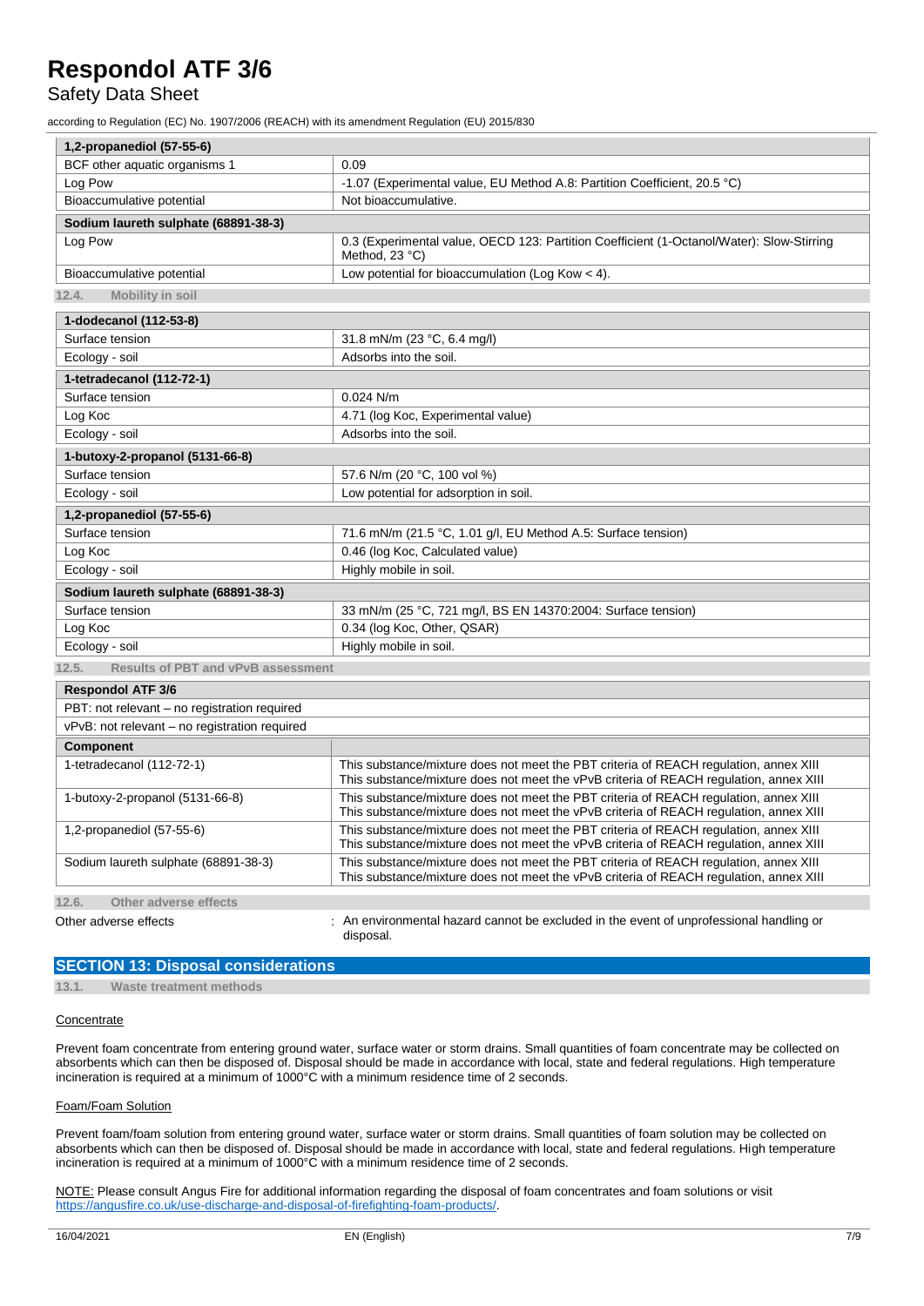| 1,2-propanediol (57-55-6) | |
|---|---|
| BCF other aquatic organisms 1 | 0.09 |
| Log Pow | -1.07 (Experimental value, EU Method A.8: Partition Coefficient, 20.5 °C) |
| Bioaccumulative potential | Not bioaccumulative. |

| Sodium laureth sulphate (68891-38-3) | |
|---|---|
| Log Pow | 0.3 (Experimental value, OECD 123: Partition Coefficient (1-Octanol/Water): Slow-Stirring Method, 23 °C) |
| Bioaccumulative potential | Low potential for bioaccumulation (Log Kow < 4). |

### 12.4. Mobility in soil

| 1-dodecanol (112-53-8) | |
|---|---|
| Surface tension | 31.8 mN/m (23 °C, 6.4 mg/l) |
| Ecology - soil | Adsorbs into the soil. |

| 1-tetradecanol (112-72-1) | |
|---|---|
| Surface tension | 0.024 N/m |
| Log Koc | 4.71 (log Koc, Experimental value) |
| Ecology - soil | Adsorbs into the soil. |

| 1-butoxy-2-propanol (5131-66-8) | |
|---|---|
| Surface tension | 57.6 N/m (20 °C, 100 vol %) |
| Ecology - soil | Low potential for adsorption in soil. |

| 1,2-propanediol (57-55-6) | |
|---|---|
| Surface tension | 71.6 mN/m (21.5 °C, 1.01 g/l, EU Method A.5: Surface tension) |
| Log Koc | 0.46 (log Koc, Calculated value) |
| Ecology - soil | Highly mobile in soil. |

| Sodium laureth sulphate (68891-38-3) | |
|---|---|
| Surface tension | 33 mN/m (25 °C, 721 mg/l, BS EN 14370:2004: Surface tension) |
| Log Koc | 0.34 (log Koc, Other, QSAR) |
| Ecology - soil | Highly mobile in soil. |

### 12.5. Results of PBT and vPvB assessment

| Respondol ATF 3/6 |
|---|
| PBT: not relevant – no registration required |
| vPvB: not relevant – no registration required |

| Component | |
|---|---|
| 1-tetradecanol (112-72-1) | This substance/mixture does not meet the PBT criteria of REACH regulation, annex XIII<br>This substance/mixture does not meet the vPvB criteria of REACH regulation, annex XIII |
| 1-butoxy-2-propanol (5131-66-8) | This substance/mixture does not meet the PBT criteria of REACH regulation, annex XIII<br>This substance/mixture does not meet the vPvB criteria of REACH regulation, annex XIII |
| 1,2-propanediol (57-55-6) | This substance/mixture does not meet the PBT criteria of REACH regulation, annex XIII<br>This substance/mixture does not meet the vPvB criteria of REACH regulation, annex XIII |
| Sodium laureth sulphate (68891-38-3) | This substance/mixture does not meet the PBT criteria of REACH regulation, annex XIII<br>This substance/mixture does not meet the vPvB criteria of REACH regulation, annex XIII |

### 12.6. Other adverse effects

Other adverse effects : An environmental hazard cannot be excluded in the event of unprofessional handling or disposal.

## SECTION 13: Disposal considerations

### 13.1. Waste treatment methods

Concentrate

Prevent foam concentrate from entering ground water, surface water or storm drains. Small quantities of foam concentrate may be collected on absorbents which can then be disposed of. Disposal should be made in accordance with local, state and federal regulations. High temperature incineration is required at a minimum of 1000°C with a minimum residence time of 2 seconds.

Foam/Foam Solution

Prevent foam/foam solution from entering ground water, surface water or storm drains. Small quantities of foam solution may be collected on absorbents which can then be disposed of. Disposal should be made in accordance with local, state and federal regulations. High temperature incineration is required at a minimum of 1000°C with a minimum residence time of 2 seconds.

NOTE: Please consult Angus Fire for additional information regarding the disposal of foam concentrates and foam solutions or visit https://angusfire.co.uk/use-discharge-and-disposal-of-firefighting-foam-products/.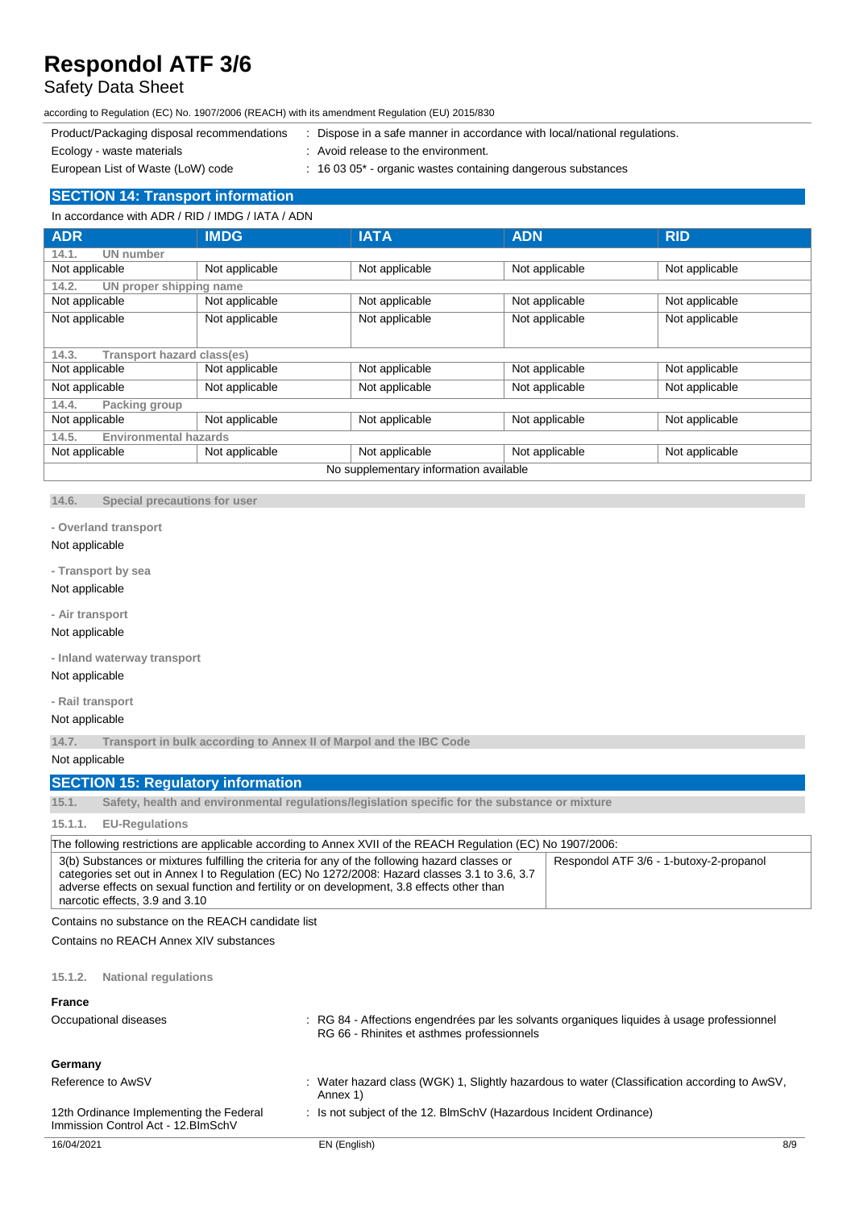| | |
|---|---|
| Product/Packaging disposal recommendations | : Dispose in a safe manner in accordance with local/national regulations. |
| Ecology - waste materials | : Avoid release to the environment. |
| European List of Waste (LoW) code | : 16 03 05* - organic wastes containing dangerous substances |

## SECTION 14: Transport information

In accordance with ADR / RID / IMDG / IATA / ADN

| ADR | IMDG | IATA | ADN | RID |
|---|---|---|---|---|
| **14.1. UN number** | | | | |
| Not applicable | Not applicable | Not applicable | Not applicable | Not applicable |
| **14.2. UN proper shipping name** | | | | |
| Not applicable | Not applicable | Not applicable | Not applicable | Not applicable |
| Not applicable | Not applicable | Not applicable | Not applicable | Not applicable |
| **14.3. Transport hazard class(es)** | | | | |
| Not applicable | Not applicable | Not applicable | Not applicable | Not applicable |
| Not applicable | Not applicable | Not applicable | Not applicable | Not applicable |
| **14.4. Packing group** | | | | |
| Not applicable | Not applicable | Not applicable | Not applicable | Not applicable |
| **14.5. Environmental hazards** | | | | |
| Not applicable | Not applicable | Not applicable | Not applicable | Not applicable |
| No supplementary information available | | | | |

### 14.6. Special precautions for user

**- Overland transport**

Not applicable

**- Transport by sea**

Not applicable

**- Air transport**

Not applicable

**- Inland waterway transport**

Not applicable

**- Rail transport**

Not applicable

### 14.7. Transport in bulk according to Annex II of Marpol and the IBC Code

Not applicable

## SECTION 15: Regulatory information

### 15.1. Safety, health and environmental regulations/legislation specific for the substance or mixture

#### 15.1.1. EU-Regulations

| The following restrictions are applicable according to Annex XVII of the REACH Regulation (EC) No 1907/2006: | |
|---|---|
| 3(b) Substances or mixtures fulfilling the criteria for any of the following hazard classes or categories set out in Annex I to Regulation (EC) No 1272/2008: Hazard classes 3.1 to 3.6, 3.7 adverse effects on sexual function and fertility or on development, 3.8 effects other than narcotic effects, 3.9 and 3.10 | Respondol ATF 3/6 - 1-butoxy-2-propanol |

Contains no substance on the REACH candidate list

Contains no REACH Annex XIV substances

#### 15.1.2. National regulations

**France**

| | |
|---|---|
| Occupational diseases | : RG 84 - Affections engendrées par les solvants organiques liquides à usage professionnel<br>RG 66 - Rhinites et asthmes professionnels |

**Germany**

| | |
|---|---|
| Reference to AwSV | : Water hazard class (WGK) 1, Slightly hazardous to water (Classification according to AwSV, Annex 1) |
| 12th Ordinance Implementing the Federal Immission Control Act - 12.BImSchV | : Is not subject of the 12. BlmSchV (Hazardous Incident Ordinance) |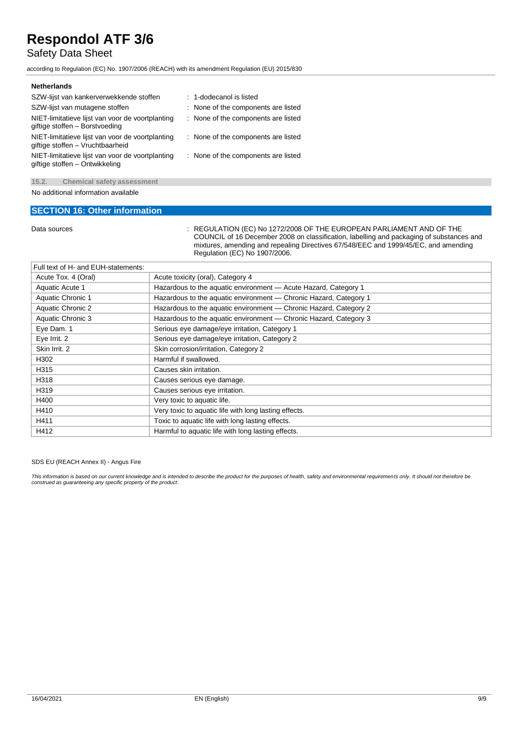**Netherlands**

SZW-lijst van kankerverwekkende stoffen : 1-dodecanol is listed

SZW-lijst van mutagene stoffen : None of the components are listed

NIET-limitatieve lijst van voor de voortplanting giftige stoffen – Borstvoeding : None of the components are listed

NIET-limitatieve lijst van voor de voortplanting giftige stoffen – Vruchtbaarheid : None of the components are listed

NIET-limitatieve lijst van voor de voortplanting giftige stoffen – Ontwikkeling : None of the components are listed

### 15.2. Chemical safety assessment

No additional information available

## SECTION 16: Other information

Data sources : REGULATION (EC) No 1272/2008 OF THE EUROPEAN PARLIAMENT AND OF THE COUNCIL of 16 December 2008 on classification, labelling and packaging of substances and mixtures, amending and repealing Directives 67/548/EEC and 1999/45/EC, and amending Regulation (EC) No 1907/2006.

| Full text of H- and EUH-statements: | |
|---|---|
| Acute Tox. 4 (Oral) | Acute toxicity (oral), Category 4 |
| Aquatic Acute 1 | Hazardous to the aquatic environment — Acute Hazard, Category 1 |
| Aquatic Chronic 1 | Hazardous to the aquatic environment — Chronic Hazard, Category 1 |
| Aquatic Chronic 2 | Hazardous to the aquatic environment — Chronic Hazard, Category 2 |
| Aquatic Chronic 3 | Hazardous to the aquatic environment — Chronic Hazard, Category 3 |
| Eye Dam. 1 | Serious eye damage/eye irritation, Category 1 |
| Eye Irrit. 2 | Serious eye damage/eye irritation, Category 2 |
| Skin Irrit. 2 | Skin corrosion/irritation, Category 2 |
| H302 | Harmful if swallowed. |
| H315 | Causes skin irritation. |
| H318 | Causes serious eye damage. |
| H319 | Causes serious eye irritation. |
| H400 | Very toxic to aquatic life. |
| H410 | Very toxic to aquatic life with long lasting effects. |
| H411 | Toxic to aquatic life with long lasting effects. |
| H412 | Harmful to aquatic life with long lasting effects. |

SDS EU (REACH Annex II) - Angus Fire

*This information is based on our current knowledge and is intended to describe the product for the purposes of health, safety and environmental requirements only. It should not therefore be construed as guaranteeing any specific property of the product.*